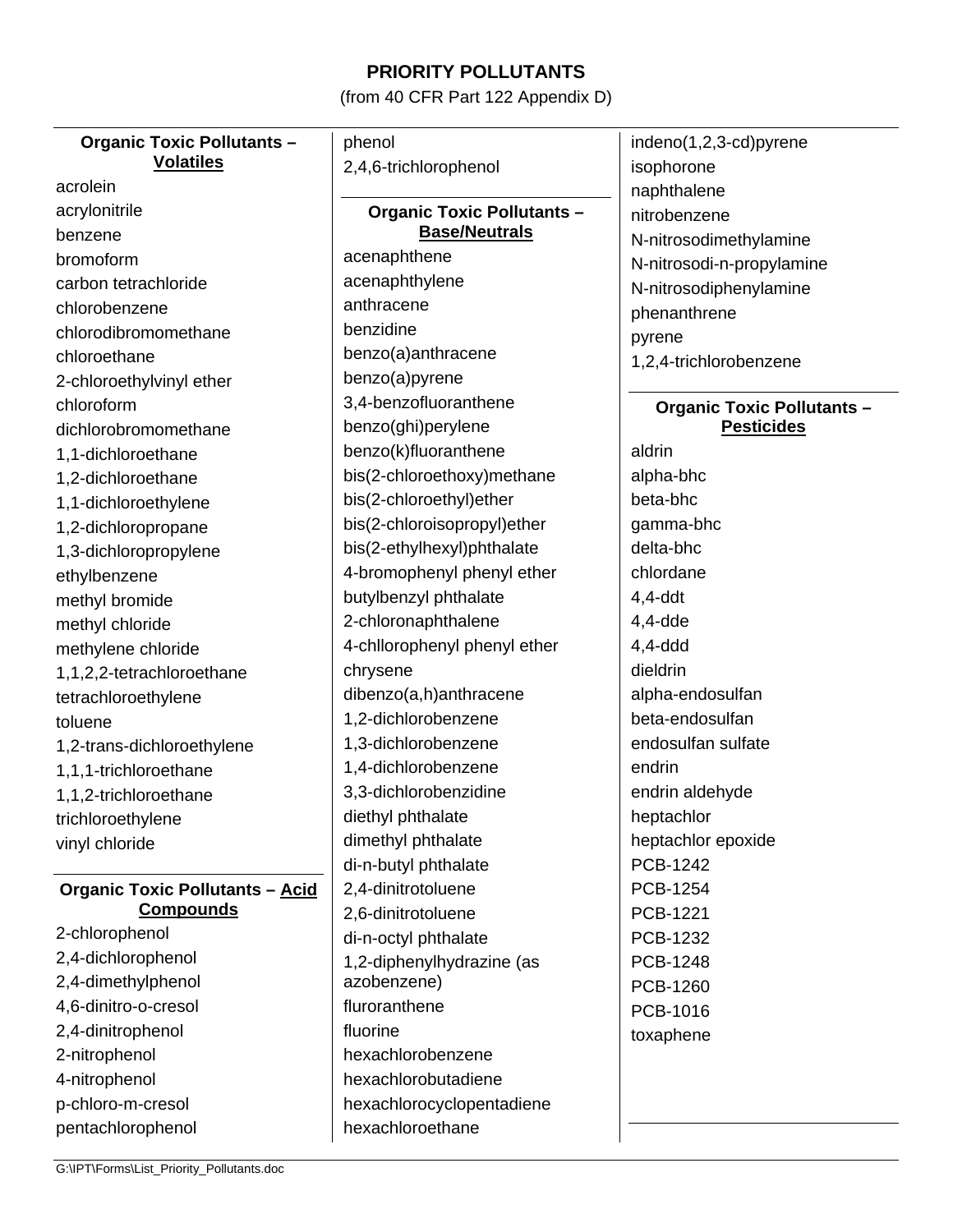# PRIORITY POLLUTANTS

(from 40 CFR Part 122 Appendix D)

### Organic Toxic Pollutants – **Volatiles**

acrolein
acrylonitrile
benzene
bromoform
carbon tetrachloride
chlorobenzene
chlorodibromomethane
chloroethane
2-chloroethylvinyl ether
chloroform
dichlorobromomethane
1,1-dichloroethane
1,2-dichloroethane
1,1-dichloroethylene
1,2-dichloropropane
1,3-dichloropropylene
ethylbenzene
methyl bromide
methyl chloride
methylene chloride
1,1,2,2-tetrachloroethane
tetrachloroethylene
toluene
1,2-trans-dichloroethylene
1,1,1-trichloroethane
1,1,2-trichloroethane
trichloroethylene
vinyl chloride

### Organic Toxic Pollutants – **Acid Compounds**

2-chlorophenol
2,4-dichlorophenol
2,4-dimethylphenol
4,6-dinitro-o-cresol
2,4-dinitrophenol
2-nitrophenol
4-nitrophenol
p-chloro-m-cresol
pentachlorophenol
phenol
2,4,6-trichlorophenol

### Organic Toxic Pollutants – **Base/Neutrals**

acenaphthene
acenaphthylene
anthracene
benzidine
benzo(a)anthracene
benzo(a)pyrene
3,4-benzofluoranthene
benzo(ghi)perylene
benzo(k)fluoranthene
bis(2-chloroethoxy)methane
bis(2-chloroethyl)ether
bis(2-chloroisopropyl)ether
bis(2-ethylhexyl)phthalate
4-bromophenyl phenyl ether
butylbenzyl phthalate
2-chloronaphthalene
4-chllorophenyl phenyl ether
chrysene
dibenzo(a,h)anthracene
1,2-dichlorobenzene
1,3-dichlorobenzene
1,4-dichlorobenzene
3,3-dichlorobenzidine
diethyl phthalate
dimethyl phthalate
di-n-butyl phthalate
2,4-dinitrotoluene
2,6-dinitrotoluene
di-n-octyl phthalate
1,2-diphenylhydrazine (as azobenzene)
fluroranthene
fluorine
hexachlorobenzene
hexachlorobutadiene
hexachlorocyclopentadiene
hexachloroethane
indeno(1,2,3-cd)pyrene
isophorone
naphthalene
nitrobenzene
N-nitrosodimethylamine
N-nitrosodi-n-propylamine
N-nitrosodiphenylamine
phenanthrene
pyrene
1,2,4-trichlorobenzene

### Organic Toxic Pollutants – **Pesticides**

aldrin
alpha-bhc
beta-bhc
gamma-bhc
delta-bhc
chlordane
4,4-ddt
4,4-dde
4,4-ddd
dieldrin
alpha-endosulfan
beta-endosulfan
endosulfan sulfate
endrin
endrin aldehyde
heptachlor
heptachlor epoxide
PCB-1242
PCB-1254
PCB-1221
PCB-1232
PCB-1248
PCB-1260
PCB-1016
toxaphene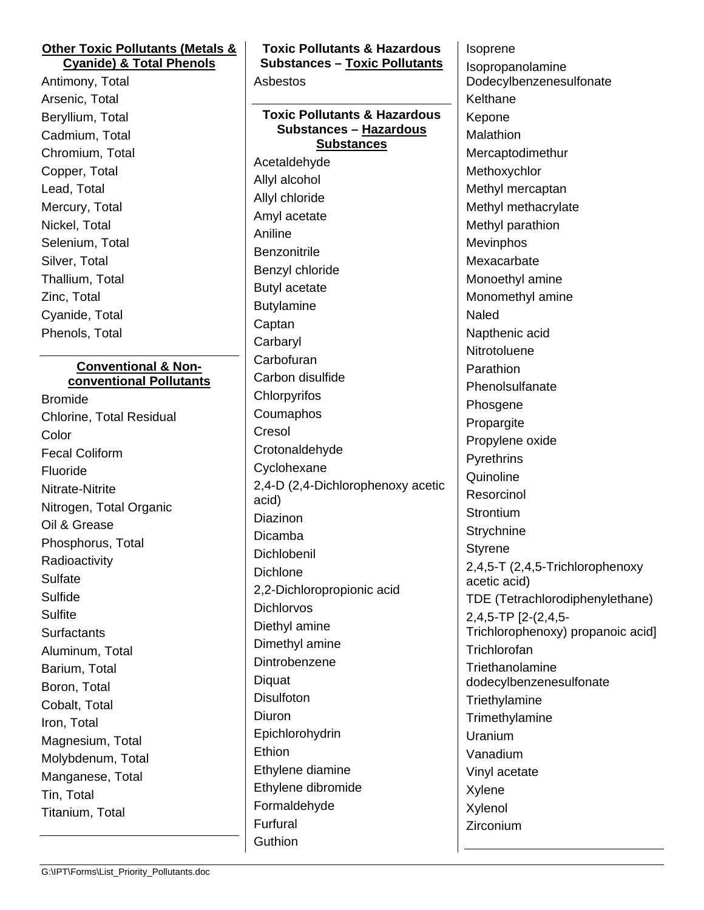**Other Toxic Pollutants (Metals & Cyanide) & Total Phenols**

Antimony, Total
Arsenic, Total
Beryllium, Total
Cadmium, Total
Chromium, Total
Copper, Total
Lead, Total
Mercury, Total
Nickel, Total
Selenium, Total
Silver, Total
Thallium, Total
Zinc, Total
Cyanide, Total
Phenols, Total

**Conventional & Non-conventional Pollutants**

Bromide
Chlorine, Total Residual
Color
Fecal Coliform
Fluoride
Nitrate-Nitrite
Nitrogen, Total Organic
Oil & Grease
Phosphorus, Total
Radioactivity
Sulfate
Sulfide
Sulfite
Surfactants
Aluminum, Total
Barium, Total
Boron, Total
Cobalt, Total
Iron, Total
Magnesium, Total
Molybdenum, Total
Manganese, Total
Tin, Total
Titanium, Total

**Toxic Pollutants & Hazardous Substances – Toxic Pollutants**

Asbestos

**Toxic Pollutants & Hazardous Substances – Hazardous Substances**

Acetaldehyde
Allyl alcohol
Allyl chloride
Amyl acetate
Aniline
Benzonitrile
Benzyl chloride
Butyl acetate
Butylamine
Captan
Carbaryl
Carbofuran
Carbon disulfide
Chlorpyrifos
Coumaphos
Cresol
Crotonaldehyde
Cyclohexane
2,4-D (2,4-Dichlorophenoxy acetic acid)
Diazinon
Dicamba
Dichlobenil
Dichlone
2,2-Dichloropropionic acid
Dichlorvos
Diethyl amine
Dimethyl amine
Dintrobenzene
Diquat
Disulfoton
Diuron
Epichlorohydrin
Ethion
Ethylene diamine
Ethylene dibromide
Formaldehyde
Furfural
Guthion
Isoprene
Isopropanolamine Dodecylbenzenesulfonate
Kelthane
Kepone
Malathion
Mercaptodimethur
Methoxychlor
Methyl mercaptan
Methyl methacrylate
Methyl parathion
Mevinphos
Mexacarbate
Monoethyl amine
Monomethyl amine
Naled
Napthenic acid
Nitrotoluene
Parathion
Phenolsulfanate
Phosgene
Propargite
Propylene oxide
Pyrethrins
Quinoline
Resorcinol
Strontium
Strychnine
Styrene
2,4,5-T (2,4,5-Trichlorophenoxy acetic acid)
TDE (Tetrachlorodiphenylethane)
2,4,5-TP [2-(2,4,5-Trichlorophenoxy) propanoic acid]
Trichlorofan
Triethanolamine dodecylbenzenesulfonate
Triethylamine
Trimethylamine
Uranium
Vanadium
Vinyl acetate
Xylene
Xylenol
Zirconium